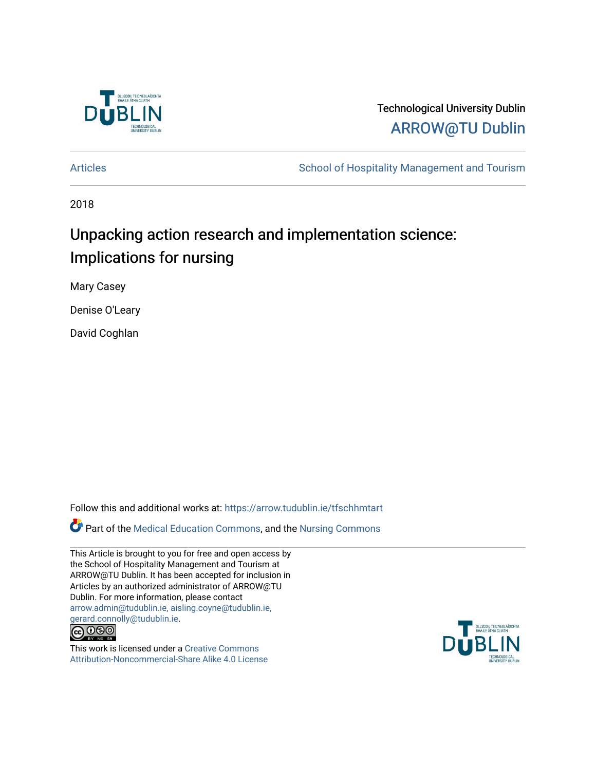Technological University Dublin

ARROW@TU Dublin

Articles | School of Hospitality Management and Tourism

2018

# Unpacking action research and implementation science: Implications for nursing

Mary Casey

Denise O'Leary

David Coghlan

Follow this and additional works at: https://arrow.tudublin.ie/tfschhmtart

Part of the Medical Education Commons, and the Nursing Commons

This Article is brought to you for free and open access by the School of Hospitality Management and Tourism at ARROW@TU Dublin. It has been accepted for inclusion in Articles by an authorized administrator of ARROW@TU Dublin. For more information, please contact arrow.admin@tudublin.ie, aisling.coyne@tudublin.ie, gerard.connolly@tudublin.ie.

This work is licensed under a Creative Commons Attribution-Noncommercial-Share Alike 4.0 License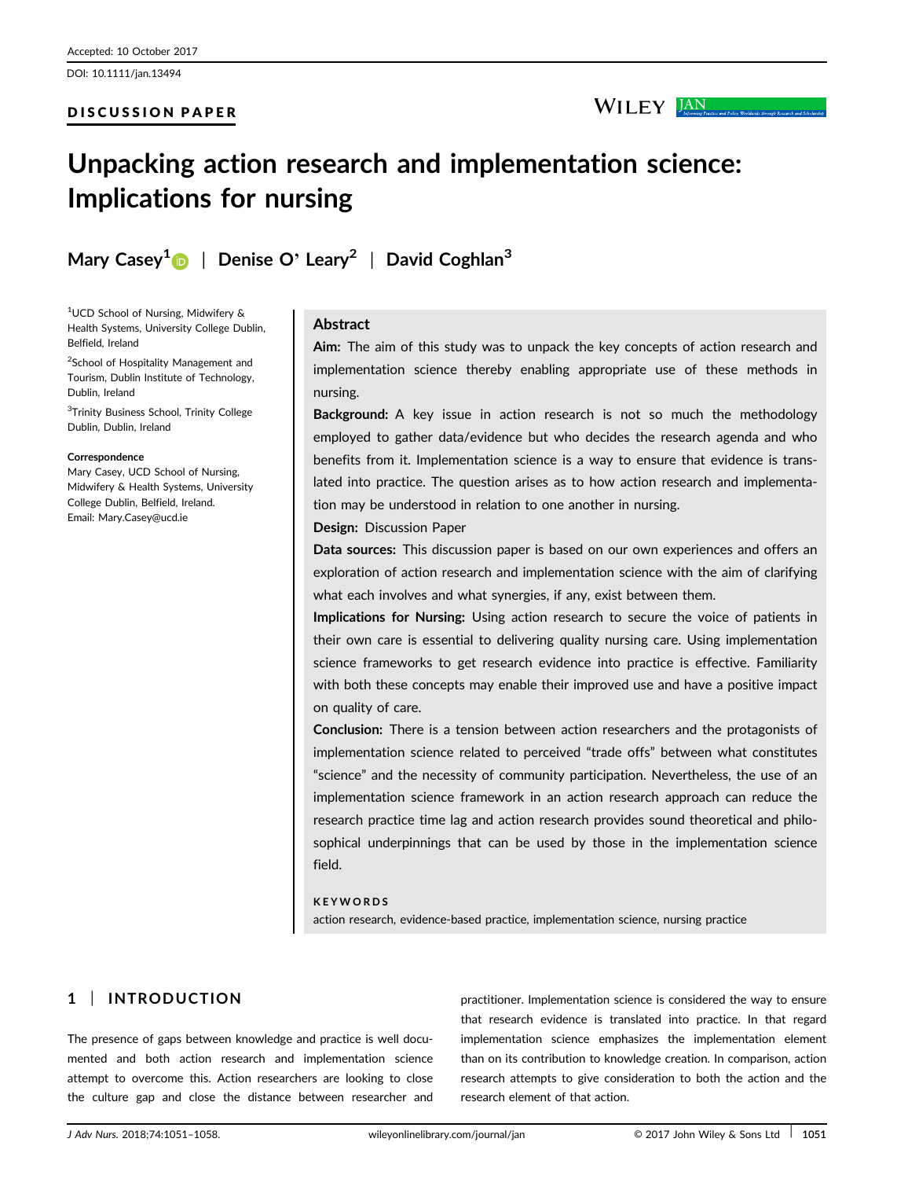Accepted: 10 October 2017

DOI: 10.1111/jan.13494

DISCUSSION PAPER

# Unpacking action research and implementation science: Implications for nursing

**Mary Casey**[1] | **Denise O' Leary**[2] | **David Coghlan**[3]

[1]UCD School of Nursing, Midwifery & Health Systems, University College Dublin, Belfield, Ireland

[2]School of Hospitality Management and Tourism, Dublin Institute of Technology, Dublin, Ireland

[3]Trinity Business School, Trinity College Dublin, Dublin, Ireland

**Correspondence**
Mary Casey, UCD School of Nursing, Midwifery & Health Systems, University College Dublin, Belfield, Ireland.
Email: Mary.Casey@ucd.ie

## Abstract

**Aim:** The aim of this study was to unpack the key concepts of action research and implementation science thereby enabling appropriate use of these methods in nursing.

**Background:** A key issue in action research is not so much the methodology employed to gather data/evidence but who decides the research agenda and who benefits from it. Implementation science is a way to ensure that evidence is translated into practice. The question arises as to how action research and implementation may be understood in relation to one another in nursing.

**Design:** Discussion Paper

**Data sources:** This discussion paper is based on our own experiences and offers an exploration of action research and implementation science with the aim of clarifying what each involves and what synergies, if any, exist between them.

**Implications for Nursing:** Using action research to secure the voice of patients in their own care is essential to delivering quality nursing care. Using implementation science frameworks to get research evidence into practice is effective. Familiarity with both these concepts may enable their improved use and have a positive impact on quality of care.

**Conclusion:** There is a tension between action researchers and the protagonists of implementation science related to perceived "trade offs" between what constitutes "science" and the necessity of community participation. Nevertheless, the use of an implementation science framework in an action research approach can reduce the research practice time lag and action research provides sound theoretical and philosophical underpinnings that can be used by those in the implementation science field.

**KEYWORDS**
action research, evidence-based practice, implementation science, nursing practice

## 1 | INTRODUCTION

The presence of gaps between knowledge and practice is well documented and both action research and implementation science attempt to overcome this. Action researchers are looking to close the culture gap and close the distance between researcher and practitioner. Implementation science is considered the way to ensure that research evidence is translated into practice. In that regard implementation science emphasizes the implementation element than on its contribution to knowledge creation. In comparison, action research attempts to give consideration to both the action and the research element of that action.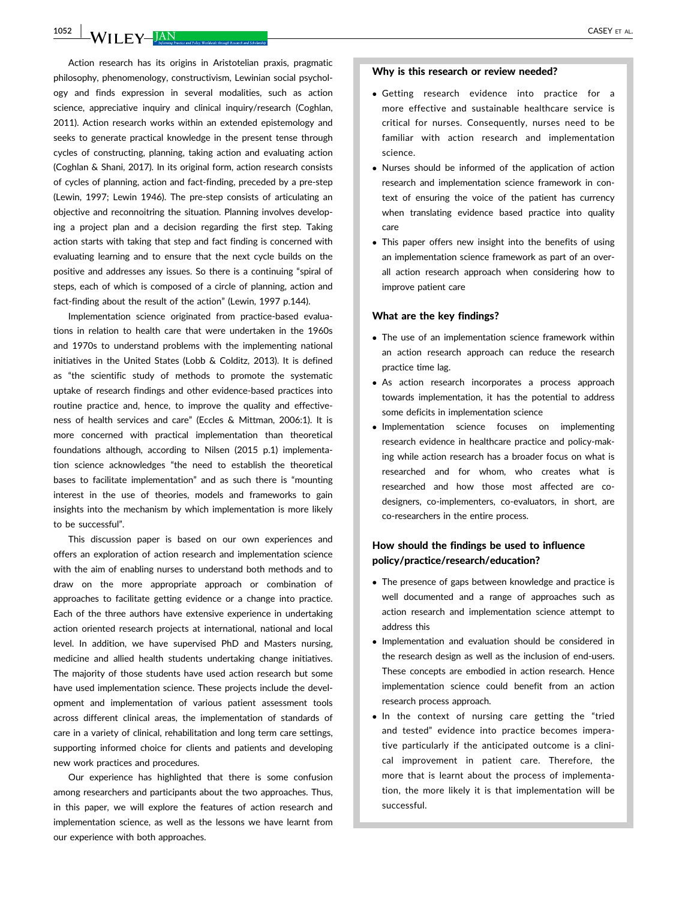Action research has its origins in Aristotelian praxis, pragmatic philosophy, phenomenology, constructivism, Lewinian social psychology and finds expression in several modalities, such as action science, appreciative inquiry and clinical inquiry/research (Coghlan, 2011). Action research works within an extended epistemology and seeks to generate practical knowledge in the present tense through cycles of constructing, planning, taking action and evaluating action (Coghlan & Shani, 2017). In its original form, action research consists of cycles of planning, action and fact-finding, preceded by a pre-step (Lewin, 1997; Lewin 1946). The pre-step consists of articulating an objective and reconnoitring the situation. Planning involves developing a project plan and a decision regarding the first step. Taking action starts with taking that step and fact finding is concerned with evaluating learning and to ensure that the next cycle builds on the positive and addresses any issues. So there is a continuing "spiral of steps, each of which is composed of a circle of planning, action and fact-finding about the result of the action" (Lewin, 1997 p.144).

Implementation science originated from practice-based evaluations in relation to health care that were undertaken in the 1960s and 1970s to understand problems with the implementing national initiatives in the United States (Lobb & Colditz, 2013). It is defined as "the scientific study of methods to promote the systematic uptake of research findings and other evidence-based practices into routine practice and, hence, to improve the quality and effectiveness of health services and care" (Eccles & Mittman, 2006:1). It is more concerned with practical implementation than theoretical foundations although, according to Nilsen (2015 p.1) implementation science acknowledges "the need to establish the theoretical bases to facilitate implementation" and as such there is "mounting interest in the use of theories, models and frameworks to gain insights into the mechanism by which implementation is more likely to be successful".

This discussion paper is based on our own experiences and offers an exploration of action research and implementation science with the aim of enabling nurses to understand both methods and to draw on the more appropriate approach or combination of approaches to facilitate getting evidence or a change into practice. Each of the three authors have extensive experience in undertaking action oriented research projects at international, national and local level. In addition, we have supervised PhD and Masters nursing, medicine and allied health students undertaking change initiatives. The majority of those students have used action research but some have used implementation science. These projects include the development and implementation of various patient assessment tools across different clinical areas, the implementation of standards of care in a variety of clinical, rehabilitation and long term care settings, supporting informed choice for clients and patients and developing new work practices and procedures.

Our experience has highlighted that there is some confusion among researchers and participants about the two approaches. Thus, in this paper, we will explore the features of action research and implementation science, as well as the lessons we have learnt from our experience with both approaches.

**Why is this research or review needed?**

- Getting research evidence into practice for a more effective and sustainable healthcare service is critical for nurses. Consequently, nurses need to be familiar with action research and implementation science.
- Nurses should be informed of the application of action research and implementation science framework in context of ensuring the voice of the patient has currency when translating evidence based practice into quality care
- This paper offers new insight into the benefits of using an implementation science framework as part of an overall action research approach when considering how to improve patient care

**What are the key findings?**

- The use of an implementation science framework within an action research approach can reduce the research practice time lag.
- As action research incorporates a process approach towards implementation, it has the potential to address some deficits in implementation science
- Implementation science focuses on implementing research evidence in healthcare practice and policy-making while action research has a broader focus on what is researched and for whom, who creates what is researched and how those most affected are co-designers, co-implementers, co-evaluators, in short, are co-researchers in the entire process.

**How should the findings be used to influence policy/practice/research/education?**

- The presence of gaps between knowledge and practice is well documented and a range of approaches such as action research and implementation science attempt to address this
- Implementation and evaluation should be considered in the research design as well as the inclusion of end-users. These concepts are embodied in action research. Hence implementation science could benefit from an action research process approach.
- In the context of nursing care getting the "tried and tested" evidence into practice becomes imperative particularly if the anticipated outcome is a clinical improvement in patient care. Therefore, the more that is learnt about the process of implementation, the more likely it is that implementation will be successful.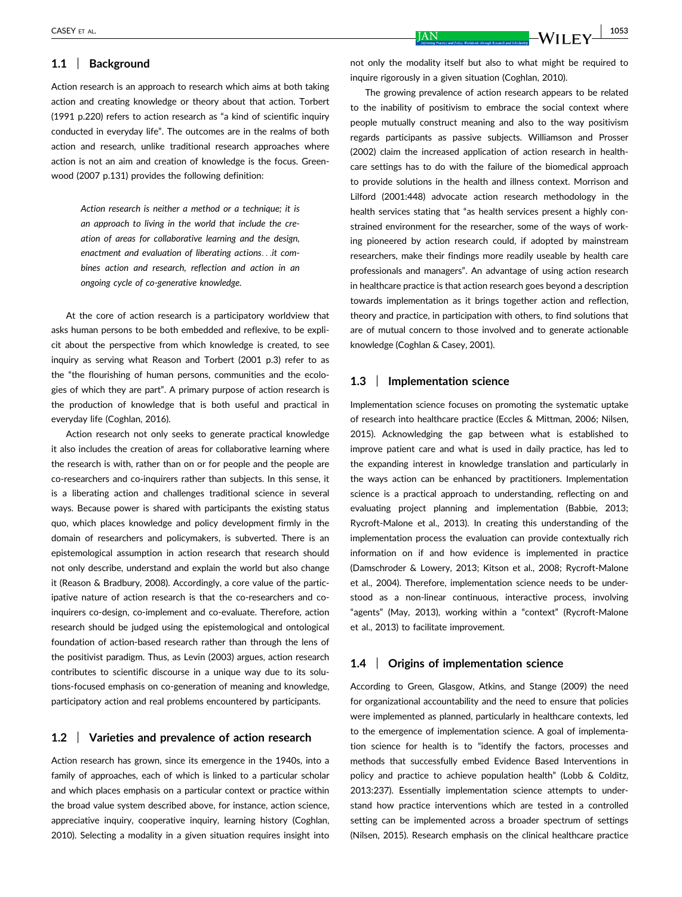## 1.1 | Background

Action research is an approach to research which aims at both taking action and creating knowledge or theory about that action. Torbert (1991 p.220) refers to action research as "a kind of scientific inquiry conducted in everyday life". The outcomes are in the realms of both action and research, unlike traditional research approaches where action is not an aim and creation of knowledge is the focus. Greenwood (2007 p.131) provides the following definition:

> *Action research is neither a method or a technique; it is an approach to living in the world that include the creation of areas for collaborative learning and the design, enactment and evaluation of liberating actions…it combines action and research, reflection and action in an ongoing cycle of co-generative knowledge.*

At the core of action research is a participatory worldview that asks human persons to be both embedded and reflexive, to be explicit about the perspective from which knowledge is created, to see inquiry as serving what Reason and Torbert (2001 p.3) refer to as the "the flourishing of human persons, communities and the ecologies of which they are part". A primary purpose of action research is the production of knowledge that is both useful and practical in everyday life (Coghlan, 2016).

Action research not only seeks to generate practical knowledge it also includes the creation of areas for collaborative learning where the research is with, rather than on or for people and the people are co-researchers and co-inquirers rather than subjects. In this sense, it is a liberating action and challenges traditional science in several ways. Because power is shared with participants the existing status quo, which places knowledge and policy development firmly in the domain of researchers and policymakers, is subverted. There is an epistemological assumption in action research that research should not only describe, understand and explain the world but also change it (Reason & Bradbury, 2008). Accordingly, a core value of the participative nature of action research is that the co-researchers and co-inquirers co-design, co-implement and co-evaluate. Therefore, action research should be judged using the epistemological and ontological foundation of action-based research rather than through the lens of the positivist paradigm. Thus, as Levin (2003) argues, action research contributes to scientific discourse in a unique way due to its solutions-focused emphasis on co-generation of meaning and knowledge, participatory action and real problems encountered by participants.

## 1.2 | Varieties and prevalence of action research

Action research has grown, since its emergence in the 1940s, into a family of approaches, each of which is linked to a particular scholar and which places emphasis on a particular context or practice within the broad value system described above, for instance, action science, appreciative inquiry, cooperative inquiry, learning history (Coghlan, 2010). Selecting a modality in a given situation requires insight into not only the modality itself but also to what might be required to inquire rigorously in a given situation (Coghlan, 2010).

The growing prevalence of action research appears to be related to the inability of positivism to embrace the social context where people mutually construct meaning and also to the way positivism regards participants as passive subjects. Williamson and Prosser (2002) claim the increased application of action research in healthcare settings has to do with the failure of the biomedical approach to provide solutions in the health and illness context. Morrison and Lilford (2001:448) advocate action research methodology in the health services stating that "as health services present a highly constrained environment for the researcher, some of the ways of working pioneered by action research could, if adopted by mainstream researchers, make their findings more readily useable by health care professionals and managers". An advantage of using action research in healthcare practice is that action research goes beyond a description towards implementation as it brings together action and reflection, theory and practice, in participation with others, to find solutions that are of mutual concern to those involved and to generate actionable knowledge (Coghlan & Casey, 2001).

## 1.3 | Implementation science

Implementation science focuses on promoting the systematic uptake of research into healthcare practice (Eccles & Mittman, 2006; Nilsen, 2015). Acknowledging the gap between what is established to improve patient care and what is used in daily practice, has led to the expanding interest in knowledge translation and particularly in the ways action can be enhanced by practitioners. Implementation science is a practical approach to understanding, reflecting on and evaluating project planning and implementation (Babbie, 2013; Rycroft-Malone et al., 2013). In creating this understanding of the implementation process the evaluation can provide contextually rich information on if and how evidence is implemented in practice (Damschroder & Lowery, 2013; Kitson et al., 2008; Rycroft-Malone et al., 2004). Therefore, implementation science needs to be understood as a non-linear continuous, interactive process, involving "agents" (May, 2013), working within a "context" (Rycroft-Malone et al., 2013) to facilitate improvement.

## 1.4 | Origins of implementation science

According to Green, Glasgow, Atkins, and Stange (2009) the need for organizational accountability and the need to ensure that policies were implemented as planned, particularly in healthcare contexts, led to the emergence of implementation science. A goal of implementation science for health is to "identify the factors, processes and methods that successfully embed Evidence Based Interventions in policy and practice to achieve population health" (Lobb & Colditz, 2013:237). Essentially implementation science attempts to understand how practice interventions which are tested in a controlled setting can be implemented across a broader spectrum of settings (Nilsen, 2015). Research emphasis on the clinical healthcare practice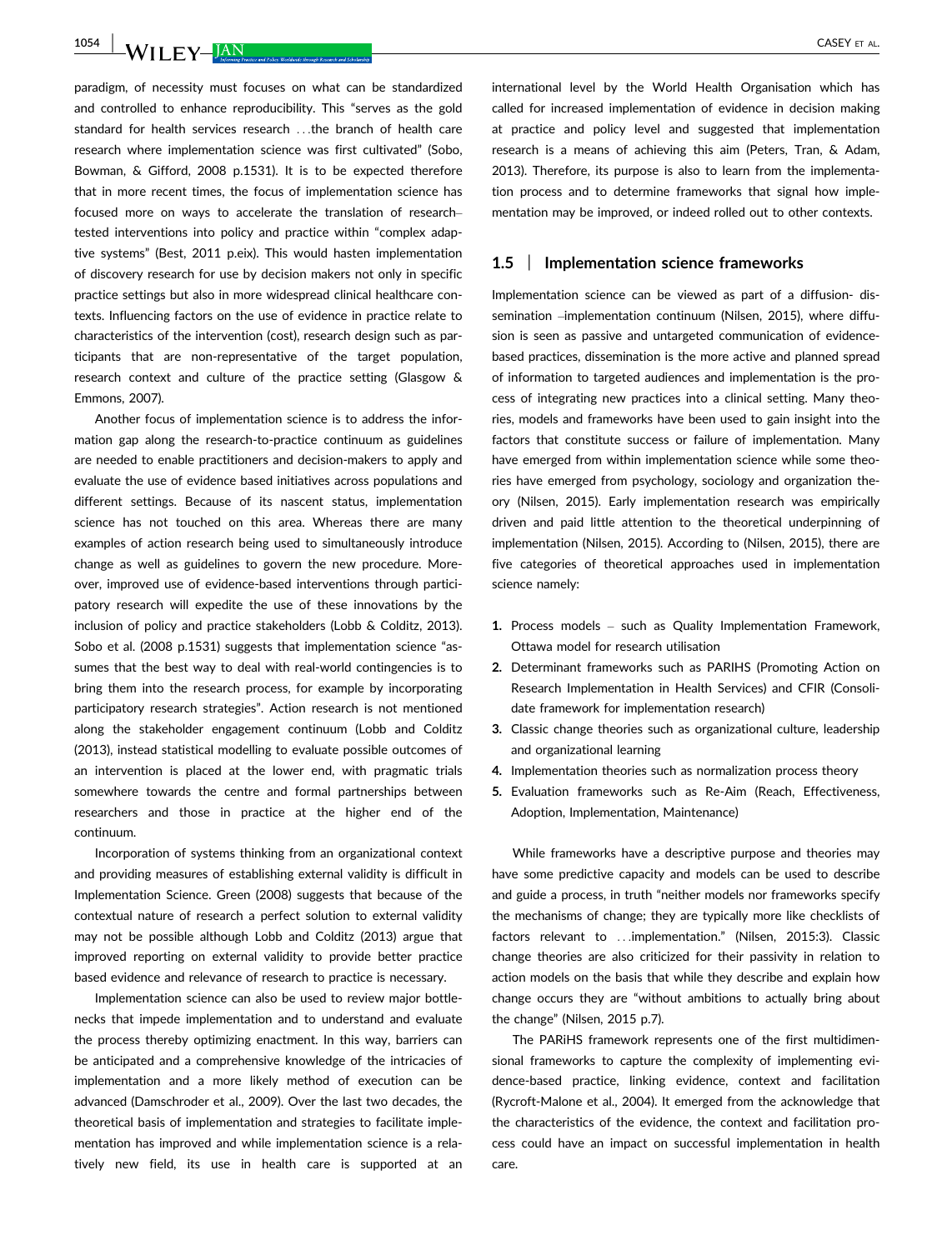paradigm, of necessity must focuses on what can be standardized and controlled to enhance reproducibility. This "serves as the gold standard for health services research …the branch of health care research where implementation science was first cultivated" (Sobo, Bowman, & Gifford, 2008 p.1531). It is to be expected therefore that in more recent times, the focus of implementation science has focused more on ways to accelerate the translation of research–tested interventions into policy and practice within "complex adaptive systems" (Best, 2011 p.eix). This would hasten implementation of discovery research for use by decision makers not only in specific practice settings but also in more widespread clinical healthcare contexts. Influencing factors on the use of evidence in practice relate to characteristics of the intervention (cost), research design such as participants that are non-representative of the target population, research context and culture of the practice setting (Glasgow & Emmons, 2007).

Another focus of implementation science is to address the information gap along the research-to-practice continuum as guidelines are needed to enable practitioners and decision-makers to apply and evaluate the use of evidence based initiatives across populations and different settings. Because of its nascent status, implementation science has not touched on this area. Whereas there are many examples of action research being used to simultaneously introduce change as well as guidelines to govern the new procedure. Moreover, improved use of evidence-based interventions through participatory research will expedite the use of these innovations by the inclusion of policy and practice stakeholders (Lobb & Colditz, 2013). Sobo et al. (2008 p.1531) suggests that implementation science "assumes that the best way to deal with real-world contingencies is to bring them into the research process, for example by incorporating participatory research strategies". Action research is not mentioned along the stakeholder engagement continuum (Lobb and Colditz (2013), instead statistical modelling to evaluate possible outcomes of an intervention is placed at the lower end, with pragmatic trials somewhere towards the centre and formal partnerships between researchers and those in practice at the higher end of the continuum.

Incorporation of systems thinking from an organizational context and providing measures of establishing external validity is difficult in Implementation Science. Green (2008) suggests that because of the contextual nature of research a perfect solution to external validity may not be possible although Lobb and Colditz (2013) argue that improved reporting on external validity to provide better practice based evidence and relevance of research to practice is necessary.

Implementation science can also be used to review major bottlenecks that impede implementation and to understand and evaluate the process thereby optimizing enactment. In this way, barriers can be anticipated and a comprehensive knowledge of the intricacies of implementation and a more likely method of execution can be advanced (Damschroder et al., 2009). Over the last two decades, the theoretical basis of implementation and strategies to facilitate implementation has improved and while implementation science is a relatively new field, its use in health care is supported at an international level by the World Health Organisation which has called for increased implementation of evidence in decision making at practice and policy level and suggested that implementation research is a means of achieving this aim (Peters, Tran, & Adam, 2013). Therefore, its purpose is also to learn from the implementation process and to determine frameworks that signal how implementation may be improved, or indeed rolled out to other contexts.

### 1.5 | Implementation science frameworks

Implementation science can be viewed as part of a diffusion- dissemination –implementation continuum (Nilsen, 2015), where diffusion is seen as passive and untargeted communication of evidence-based practices, dissemination is the more active and planned spread of information to targeted audiences and implementation is the process of integrating new practices into a clinical setting. Many theories, models and frameworks have been used to gain insight into the factors that constitute success or failure of implementation. Many have emerged from within implementation science while some theories have emerged from psychology, sociology and organization theory (Nilsen, 2015). Early implementation research was empirically driven and paid little attention to the theoretical underpinning of implementation (Nilsen, 2015). According to (Nilsen, 2015), there are five categories of theoretical approaches used in implementation science namely:

1. Process models – such as Quality Implementation Framework, Ottawa model for research utilisation
2. Determinant frameworks such as PARIHS (Promoting Action on Research Implementation in Health Services) and CFIR (Consolidate framework for implementation research)
3. Classic change theories such as organizational culture, leadership and organizational learning
4. Implementation theories such as normalization process theory
5. Evaluation frameworks such as Re-Aim (Reach, Effectiveness, Adoption, Implementation, Maintenance)

While frameworks have a descriptive purpose and theories may have some predictive capacity and models can be used to describe and guide a process, in truth "neither models nor frameworks specify the mechanisms of change; they are typically more like checklists of factors relevant to …implementation." (Nilsen, 2015:3). Classic change theories are also criticized for their passivity in relation to action models on the basis that while they describe and explain how change occurs they are "without ambitions to actually bring about the change" (Nilsen, 2015 p.7).

The PARiHS framework represents one of the first multidimensional frameworks to capture the complexity of implementing evidence-based practice, linking evidence, context and facilitation (Rycroft-Malone et al., 2004). It emerged from the acknowledge that the characteristics of the evidence, the context and facilitation process could have an impact on successful implementation in health care.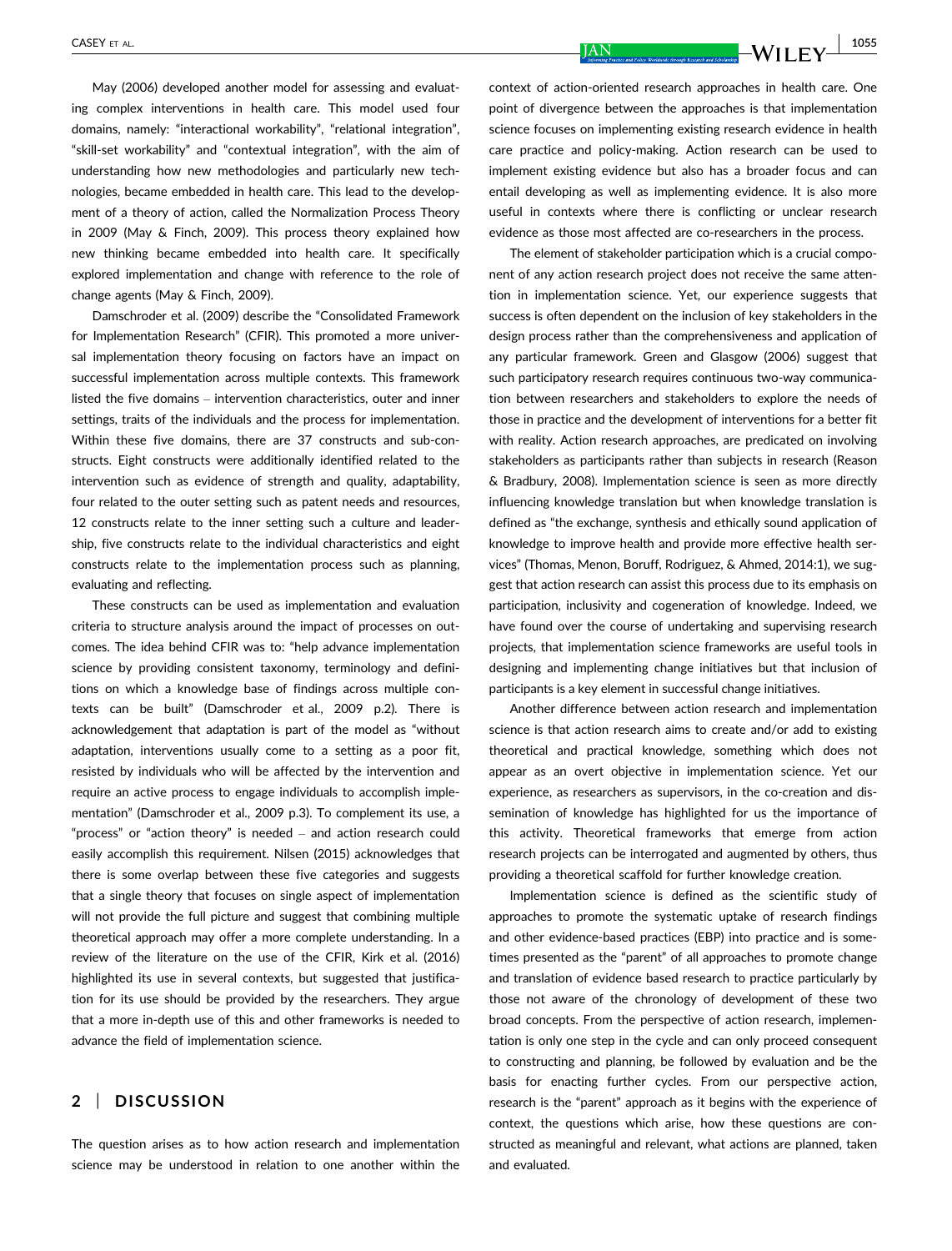May (2006) developed another model for assessing and evaluating complex interventions in health care. This model used four domains, namely: "interactional workability", "relational integration", "skill-set workability" and "contextual integration", with the aim of understanding how new methodologies and particularly new technologies, became embedded in health care. This lead to the development of a theory of action, called the Normalization Process Theory in 2009 (May & Finch, 2009). This process theory explained how new thinking became embedded into health care. It specifically explored implementation and change with reference to the role of change agents (May & Finch, 2009).

Damschroder et al. (2009) describe the "Consolidated Framework for Implementation Research" (CFIR). This promoted a more universal implementation theory focusing on factors have an impact on successful implementation across multiple contexts. This framework listed the five domains – intervention characteristics, outer and inner settings, traits of the individuals and the process for implementation. Within these five domains, there are 37 constructs and sub-constructs. Eight constructs were additionally identified related to the intervention such as evidence of strength and quality, adaptability, four related to the outer setting such as patent needs and resources, 12 constructs relate to the inner setting such a culture and leadership, five constructs relate to the individual characteristics and eight constructs relate to the implementation process such as planning, evaluating and reflecting.

These constructs can be used as implementation and evaluation criteria to structure analysis around the impact of processes on outcomes. The idea behind CFIR was to: "help advance implementation science by providing consistent taxonomy, terminology and definitions on which a knowledge base of findings across multiple contexts can be built" (Damschroder et al., 2009 p.2). There is acknowledgement that adaptation is part of the model as "without adaptation, interventions usually come to a setting as a poor fit, resisted by individuals who will be affected by the intervention and require an active process to engage individuals to accomplish implementation" (Damschroder et al., 2009 p.3). To complement its use, a "process" or "action theory" is needed – and action research could easily accomplish this requirement. Nilsen (2015) acknowledges that there is some overlap between these five categories and suggests that a single theory that focuses on single aspect of implementation will not provide the full picture and suggest that combining multiple theoretical approach may offer a more complete understanding. In a review of the literature on the use of the CFIR, Kirk et al. (2016) highlighted its use in several contexts, but suggested that justification for its use should be provided by the researchers. They argue that a more in-depth use of this and other frameworks is needed to advance the field of implementation science.

## 2 | DISCUSSION

The question arises as to how action research and implementation science may be understood in relation to one another within the context of action-oriented research approaches in health care. One point of divergence between the approaches is that implementation science focuses on implementing existing research evidence in health care practice and policy-making. Action research can be used to implement existing evidence but also has a broader focus and can entail developing as well as implementing evidence. It is also more useful in contexts where there is conflicting or unclear research evidence as those most affected are co-researchers in the process.

The element of stakeholder participation which is a crucial component of any action research project does not receive the same attention in implementation science. Yet, our experience suggests that success is often dependent on the inclusion of key stakeholders in the design process rather than the comprehensiveness and application of any particular framework. Green and Glasgow (2006) suggest that such participatory research requires continuous two-way communication between researchers and stakeholders to explore the needs of those in practice and the development of interventions for a better fit with reality. Action research approaches, are predicated on involving stakeholders as participants rather than subjects in research (Reason & Bradbury, 2008). Implementation science is seen as more directly influencing knowledge translation but when knowledge translation is defined as "the exchange, synthesis and ethically sound application of knowledge to improve health and provide more effective health services" (Thomas, Menon, Boruff, Rodriguez, & Ahmed, 2014:1), we suggest that action research can assist this process due to its emphasis on participation, inclusivity and cogeneration of knowledge. Indeed, we have found over the course of undertaking and supervising research projects, that implementation science frameworks are useful tools in designing and implementing change initiatives but that inclusion of participants is a key element in successful change initiatives.

Another difference between action research and implementation science is that action research aims to create and/or add to existing theoretical and practical knowledge, something which does not appear as an overt objective in implementation science. Yet our experience, as researchers as supervisors, in the co-creation and dissemination of knowledge has highlighted for us the importance of this activity. Theoretical frameworks that emerge from action research projects can be interrogated and augmented by others, thus providing a theoretical scaffold for further knowledge creation.

Implementation science is defined as the scientific study of approaches to promote the systematic uptake of research findings and other evidence-based practices (EBP) into practice and is sometimes presented as the "parent" of all approaches to promote change and translation of evidence based research to practice particularly by those not aware of the chronology of development of these two broad concepts. From the perspective of action research, implementation is only one step in the cycle and can only proceed consequent to constructing and planning, be followed by evaluation and be the basis for enacting further cycles. From our perspective action, research is the "parent" approach as it begins with the experience of context, the questions which arise, how these questions are constructed as meaningful and relevant, what actions are planned, taken and evaluated.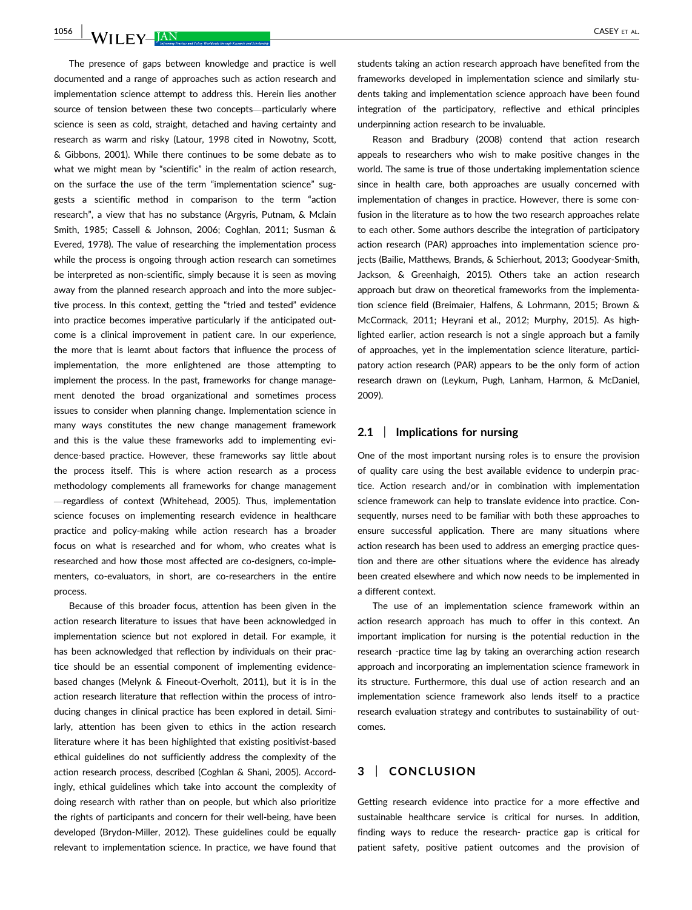The presence of gaps between knowledge and practice is well documented and a range of approaches such as action research and implementation science attempt to address this. Herein lies another source of tension between these two concepts—particularly where science is seen as cold, straight, detached and having certainty and research as warm and risky (Latour, 1998 cited in Nowotny, Scott, & Gibbons, 2001). While there continues to be some debate as to what we might mean by "scientific" in the realm of action research, on the surface the use of the term "implementation science" suggests a scientific method in comparison to the term "action research", a view that has no substance (Argyris, Putnam, & Mclain Smith, 1985; Cassell & Johnson, 2006; Coghlan, 2011; Susman & Evered, 1978). The value of researching the implementation process while the process is ongoing through action research can sometimes be interpreted as non-scientific, simply because it is seen as moving away from the planned research approach and into the more subjective process. In this context, getting the "tried and tested" evidence into practice becomes imperative particularly if the anticipated outcome is a clinical improvement in patient care. In our experience, the more that is learnt about factors that influence the process of implementation, the more enlightened are those attempting to implement the process. In the past, frameworks for change management denoted the broad organizational and sometimes process issues to consider when planning change. Implementation science in many ways constitutes the new change management framework and this is the value these frameworks add to implementing evidence-based practice. However, these frameworks say little about the process itself. This is where action research as a process methodology complements all frameworks for change management —regardless of context (Whitehead, 2005). Thus, implementation science focuses on implementing research evidence in healthcare practice and policy-making while action research has a broader focus on what is researched and for whom, who creates what is researched and how those most affected are co-designers, co-implementers, co-evaluators, in short, are co-researchers in the entire process.

Because of this broader focus, attention has been given in the action research literature to issues that have been acknowledged in implementation science but not explored in detail. For example, it has been acknowledged that reflection by individuals on their practice should be an essential component of implementing evidence-based changes (Melynk & Fineout-Overholt, 2011), but it is in the action research literature that reflection within the process of introducing changes in clinical practice has been explored in detail. Similarly, attention has been given to ethics in the action research literature where it has been highlighted that existing positivist-based ethical guidelines do not sufficiently address the complexity of the action research process, described (Coghlan & Shani, 2005). Accordingly, ethical guidelines which take into account the complexity of doing research with rather than on people, but which also prioritize the rights of participants and concern for their well-being, have been developed (Brydon-Miller, 2012). These guidelines could be equally relevant to implementation science. In practice, we have found that students taking an action research approach have benefited from the frameworks developed in implementation science and similarly students taking and implementation science approach have been found integration of the participatory, reflective and ethical principles underpinning action research to be invaluable.

Reason and Bradbury (2008) contend that action research appeals to researchers who wish to make positive changes in the world. The same is true of those undertaking implementation science since in health care, both approaches are usually concerned with implementation of changes in practice. However, there is some confusion in the literature as to how the two research approaches relate to each other. Some authors describe the integration of participatory action research (PAR) approaches into implementation science projects (Bailie, Matthews, Brands, & Schierhout, 2013; Goodyear-Smith, Jackson, & Greenhaigh, 2015). Others take an action research approach but draw on theoretical frameworks from the implementation science field (Breimaier, Halfens, & Lohrmann, 2015; Brown & McCormack, 2011; Heyrani et al., 2012; Murphy, 2015). As highlighted earlier, action research is not a single approach but a family of approaches, yet in the implementation science literature, participatory action research (PAR) appears to be the only form of action research drawn on (Leykum, Pugh, Lanham, Harmon, & McDaniel, 2009).

## 2.1 | Implications for nursing

One of the most important nursing roles is to ensure the provision of quality care using the best available evidence to underpin practice. Action research and/or in combination with implementation science framework can help to translate evidence into practice. Consequently, nurses need to be familiar with both these approaches to ensure successful application. There are many situations where action research has been used to address an emerging practice question and there are other situations where the evidence has already been created elsewhere and which now needs to be implemented in a different context.

The use of an implementation science framework within an action research approach has much to offer in this context. An important implication for nursing is the potential reduction in the research -practice time lag by taking an overarching action research approach and incorporating an implementation science framework in its structure. Furthermore, this dual use of action research and an implementation science framework also lends itself to a practice research evaluation strategy and contributes to sustainability of outcomes.

# 3 | CONCLUSION

Getting research evidence into practice for a more effective and sustainable healthcare service is critical for nurses. In addition, finding ways to reduce the research- practice gap is critical for patient safety, positive patient outcomes and the provision of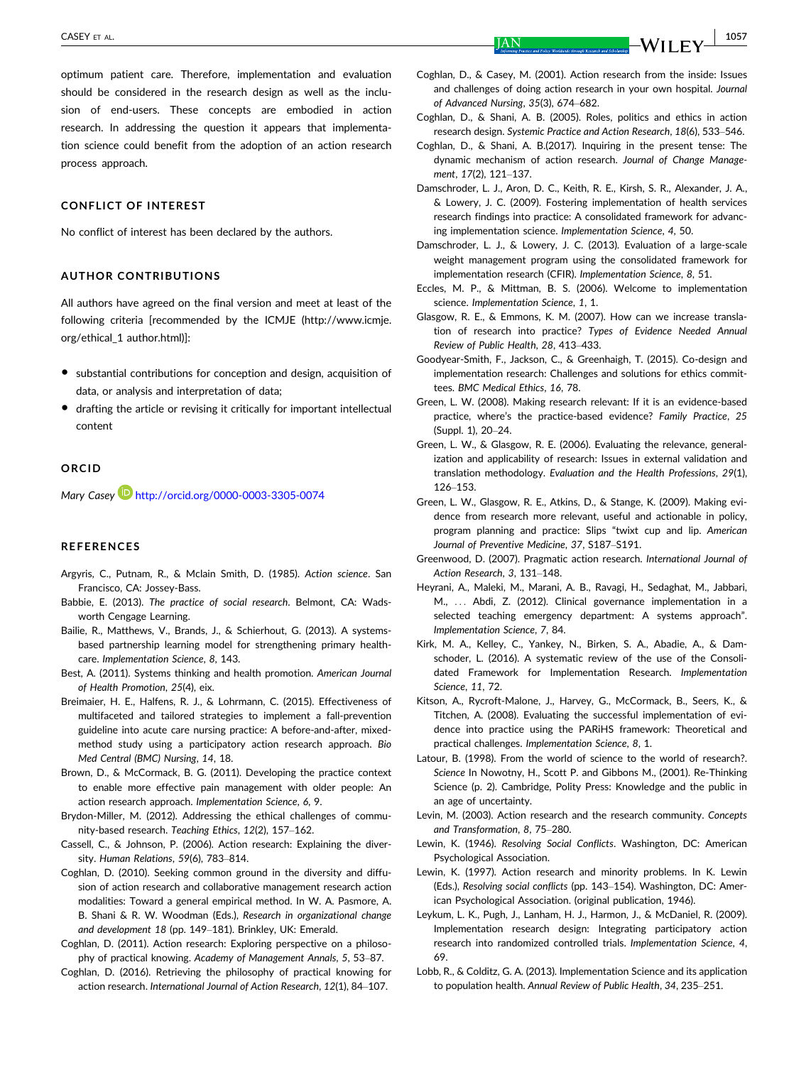optimum patient care. Therefore, implementation and evaluation should be considered in the research design as well as the inclusion of end-users. These concepts are embodied in action research. In addressing the question it appears that implementation science could benefit from the adoption of an action research process approach.

## CONFLICT OF INTEREST

No conflict of interest has been declared by the authors.

## AUTHOR CONTRIBUTIONS

All authors have agreed on the final version and meet at least of the following criteria [recommended by the ICMJE (http://www.icmje.org/ethical_1 author.html)]:

- substantial contributions for conception and design, acquisition of data, or analysis and interpretation of data;
- drafting the article or revising it critically for important intellectual content

## ORCID

*Mary Casey* http://orcid.org/0000-0003-3305-0074

## REFERENCES

Argyris, C., Putnam, R., & Mclain Smith, D. (1985). *Action science*. San Francisco, CA: Jossey-Bass.

Babbie, E. (2013). *The practice of social research*. Belmont, CA: Wadsworth Cengage Learning.

Bailie, R., Matthews, V., Brands, J., & Schierhout, G. (2013). A systems-based partnership learning model for strengthening primary healthcare. *Implementation Science*, *8*, 143.

Best, A. (2011). Systems thinking and health promotion. *American Journal of Health Promotion*, *25*(4), eix.

Breimaier, H. E., Halfens, R. J., & Lohrmann, C. (2015). Effectiveness of multifaceted and tailored strategies to implement a fall-prevention guideline into acute care nursing practice: A before-and-after, mixed-method study using a participatory action research approach. *Bio Med Central (BMC) Nursing*, *14*, 18.

Brown, D., & McCormack, B. G. (2011). Developing the practice context to enable more effective pain management with older people: An action research approach. *Implementation Science*, *6*, 9.

Brydon-Miller, M. (2012). Addressing the ethical challenges of community-based research. *Teaching Ethics*, *12*(2), 157–162.

Cassell, C., & Johnson, P. (2006). Action research: Explaining the diversity. *Human Relations*, *59*(6), 783–814.

Coghlan, D. (2010). Seeking common ground in the diversity and diffusion of action research and collaborative management research action modalities: Toward a general empirical method. In W. A. Pasmore, A. B. Shani & R. W. Woodman (Eds.), *Research in organizational change and development 18* (pp. 149–181). Brinkley, UK: Emerald.

Coghlan, D. (2011). Action research: Exploring perspective on a philosophy of practical knowing. *Academy of Management Annals*, *5*, 53–87.

Coghlan, D. (2016). Retrieving the philosophy of practical knowing for action research. *International Journal of Action Research*, *12*(1), 84–107.

Coghlan, D., & Casey, M. (2001). Action research from the inside: Issues and challenges of doing action research in your own hospital. *Journal of Advanced Nursing*, *35*(3), 674–682.

Coghlan, D., & Shani, A. B. (2005). Roles, politics and ethics in action research design. *Systemic Practice and Action Research*, *18*(6), 533–546.

Coghlan, D., & Shani, A. B.(2017). Inquiring in the present tense: The dynamic mechanism of action research. *Journal of Change Management*, *17*(2), 121–137.

Damschroder, L. J., Aron, D. C., Keith, R. E., Kirsh, S. R., Alexander, J. A., & Lowery, J. C. (2009). Fostering implementation of health services research findings into practice: A consolidated framework for advancing implementation science. *Implementation Science*, *4*, 50.

Damschroder, L. J., & Lowery, J. C. (2013). Evaluation of a large-scale weight management program using the consolidated framework for implementation research (CFIR). *Implementation Science*, *8*, 51.

Eccles, M. P., & Mittman, B. S. (2006). Welcome to implementation science. *Implementation Science*, *1*, 1.

Glasgow, R. E., & Emmons, K. M. (2007). How can we increase translation of research into practice? *Types of Evidence Needed Annual Review of Public Health*, *28*, 413–433.

Goodyear-Smith, F., Jackson, C., & Greenhaigh, T. (2015). Co-design and implementation research: Challenges and solutions for ethics committees. *BMC Medical Ethics*, *16*, 78.

Green, L. W. (2008). Making research relevant: If it is an evidence-based practice, where's the practice-based evidence? *Family Practice*, *25* (Suppl. 1), 20–24.

Green, L. W., & Glasgow, R. E. (2006). Evaluating the relevance, generalization and applicability of research: Issues in external validation and translation methodology. *Evaluation and the Health Professions*, *29*(1), 126–153.

Green, L. W., Glasgow, R. E., Atkins, D., & Stange, K. (2009). Making evidence from research more relevant, useful and actionable in policy, program planning and practice: Slips "twixt cup and lip. *American Journal of Preventive Medicine*, *37*, S187–S191.

Greenwood, D. (2007). Pragmatic action research. *International Journal of Action Research*, *3*, 131–148.

Heyrani, A., Maleki, M., Marani, A. B., Ravagi, H., Sedaghat, M., Jabbari, M., … Abdi, Z. (2012). Clinical governance implementation in a selected teaching emergency department: A systems approach". *Implementation Science*, *7*, 84.

Kirk, M. A., Kelley, C., Yankey, N., Birken, S. A., Abadie, A., & Damschoder, L. (2016). A systematic review of the use of the Consolidated Framework for Implementation Research. *Implementation Science*, *11*, 72.

Kitson, A., Rycroft-Malone, J., Harvey, G., McCormack, B., Seers, K., & Titchen, A. (2008). Evaluating the successful implementation of evidence into practice using the PARiHS framework: Theoretical and practical challenges. *Implementation Science*, *8*, 1.

Latour, B. (1998). From the world of science to the world of research?. *Science* In Nowotny, H., Scott P. and Gibbons M., (2001). Re-Thinking Science (p. 2). Cambridge, Polity Press: Knowledge and the public in an age of uncertainty.

Levin, M. (2003). Action research and the research community. *Concepts and Transformation*, *8*, 75–280.

Lewin, K. (1946). *Resolving Social Conflicts*. Washington, DC: American Psychological Association.

Lewin, K. (1997). Action research and minority problems. In K. Lewin (Eds.), *Resolving social conflicts* (pp. 143–154). Washington, DC: American Psychological Association. (original publication, 1946).

Leykum, L. K., Pugh, J., Lanham, H. J., Harmon, J., & McDaniel, R. (2009). Implementation research design: Integrating participatory action research into randomized controlled trials. *Implementation Science*, *4*, 69.

Lobb, R., & Colditz, G. A. (2013). Implementation Science and its application to population health. *Annual Review of Public Health*, *34*, 235–251.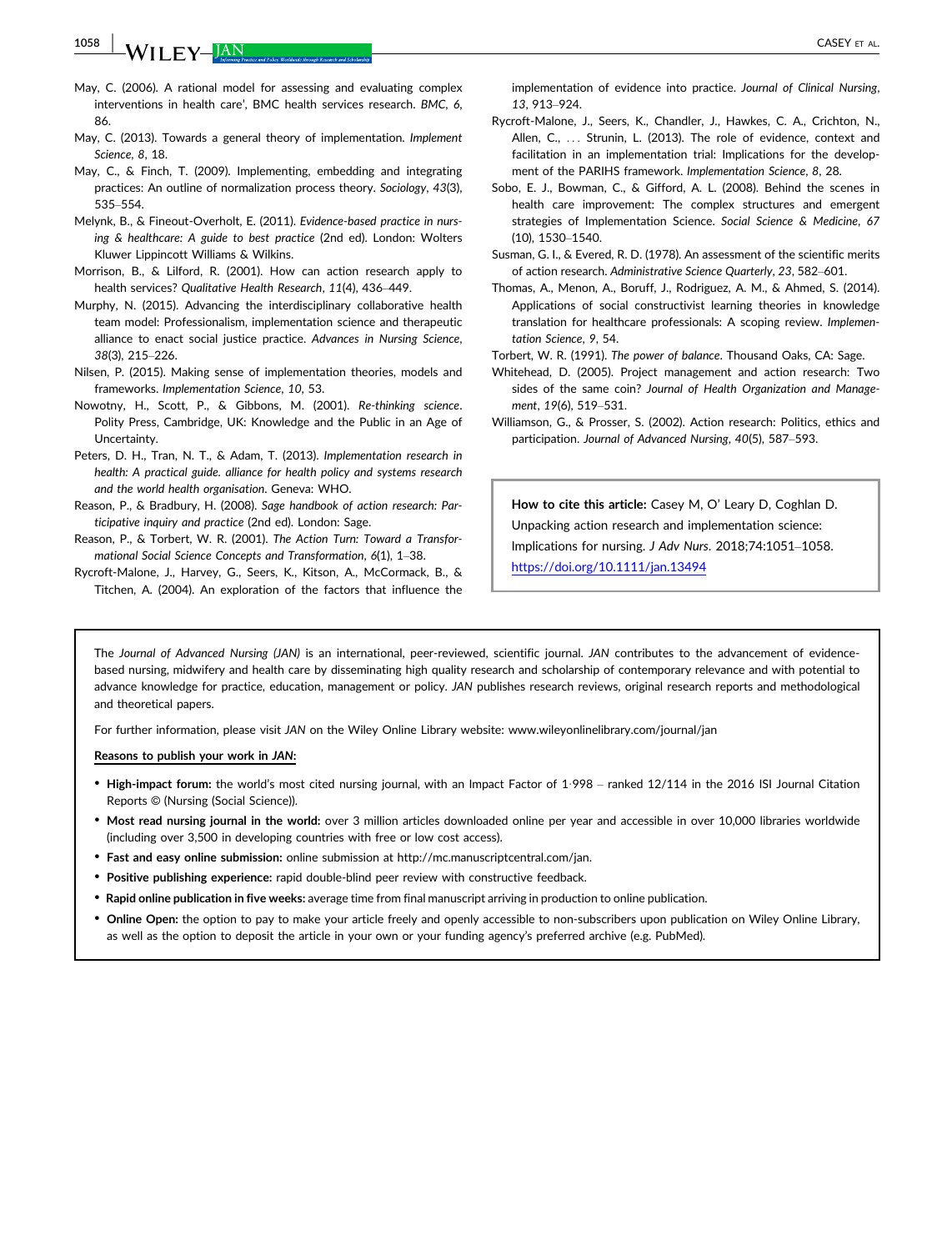May, C. (2006). A rational model for assessing and evaluating complex interventions in health care', BMC health services research. *BMC*, *6*, 86.

May, C. (2013). Towards a general theory of implementation. *Implement Science*, *8*, 18.

May, C., & Finch, T. (2009). Implementing, embedding and integrating practices: An outline of normalization process theory. *Sociology*, *43*(3), 535–554.

Melynk, B., & Fineout-Overholt, E. (2011). *Evidence-based practice in nursing & healthcare: A guide to best practice* (2nd ed). London: Wolters Kluwer Lippincott Williams & Wilkins.

Morrison, B., & Lilford, R. (2001). How can action research apply to health services? *Qualitative Health Research*, *11*(4), 436–449.

Murphy, N. (2015). Advancing the interdisciplinary collaborative health team model: Professionalism, implementation science and therapeutic alliance to enact social justice practice. *Advances in Nursing Science*, *38*(3), 215–226.

Nilsen, P. (2015). Making sense of implementation theories, models and frameworks. *Implementation Science*, *10*, 53.

Nowotny, H., Scott, P., & Gibbons, M. (2001). *Re-thinking science*. Polity Press, Cambridge, UK: Knowledge and the Public in an Age of Uncertainty.

Peters, D. H., Tran, N. T., & Adam, T. (2013). *Implementation research in health: A practical guide. alliance for health policy and systems research and the world health organisation*. Geneva: WHO.

Reason, P., & Bradbury, H. (2008). *Sage handbook of action research: Participative inquiry and practice* (2nd ed). London: Sage.

Reason, P., & Torbert, W. R. (2001). *The Action Turn: Toward a Transformational Social Science Concepts and Transformation*, *6*(1), 1–38.

Rycroft-Malone, J., Harvey, G., Seers, K., Kitson, A., McCormack, B., & Titchen, A. (2004). An exploration of the factors that influence the implementation of evidence into practice. *Journal of Clinical Nursing*, *13*, 913–924.

Rycroft-Malone, J., Seers, K., Chandler, J., Hawkes, C. A., Crichton, N., Allen, C., ... Strunin, L. (2013). The role of evidence, context and facilitation in an implementation trial: Implications for the development of the PARIHS framework. *Implementation Science*, *8*, 28.

Sobo, E. J., Bowman, C., & Gifford, A. L. (2008). Behind the scenes in health care improvement: The complex structures and emergent strategies of Implementation Science. *Social Science & Medicine*, *67* (10), 1530–1540.

Susman, G. I., & Evered, R. D. (1978). An assessment of the scientific merits of action research. *Administrative Science Quarterly*, *23*, 582–601.

Thomas, A., Menon, A., Boruff, J., Rodriguez, A. M., & Ahmed, S. (2014). Applications of social constructivist learning theories in knowledge translation for healthcare professionals: A scoping review. *Implementation Science*, *9*, 54.

Torbert, W. R. (1991). *The power of balance*. Thousand Oaks, CA: Sage.

Whitehead, D. (2005). Project management and action research: Two sides of the same coin? *Journal of Health Organization and Management*, *19*(6), 519–531.

Williamson, G., & Prosser, S. (2002). Action research: Politics, ethics and participation. *Journal of Advanced Nursing*, *40*(5), 587–593.

**How to cite this article:** Casey M, O' Leary D, Coghlan D. Unpacking action research and implementation science: Implications for nursing. *J Adv Nurs*. 2018;74:1051–1058. https://doi.org/10.1111/jan.13494

The *Journal of Advanced Nursing (JAN)* is an international, peer-reviewed, scientific journal. *JAN* contributes to the advancement of evidence-based nursing, midwifery and health care by disseminating high quality research and scholarship of contemporary relevance and with potential to advance knowledge for practice, education, management or policy. *JAN* publishes research reviews, original research reports and methodological and theoretical papers.

For further information, please visit *JAN* on the Wiley Online Library website: www.wileyonlinelibrary.com/journal/jan

**Reasons to publish your work in *JAN*:**

- **High-impact forum:** the world's most cited nursing journal, with an Impact Factor of 1·998 – ranked 12/114 in the 2016 ISI Journal Citation Reports © (Nursing (Social Science)).
- **Most read nursing journal in the world:** over 3 million articles downloaded online per year and accessible in over 10,000 libraries worldwide (including over 3,500 in developing countries with free or low cost access).
- **Fast and easy online submission:** online submission at http://mc.manuscriptcentral.com/jan.
- **Positive publishing experience:** rapid double-blind peer review with constructive feedback.
- **Rapid online publication in five weeks:** average time from final manuscript arriving in production to online publication.
- **Online Open:** the option to pay to make your article freely and openly accessible to non-subscribers upon publication on Wiley Online Library, as well as the option to deposit the article in your own or your funding agency's preferred archive (e.g. PubMed).